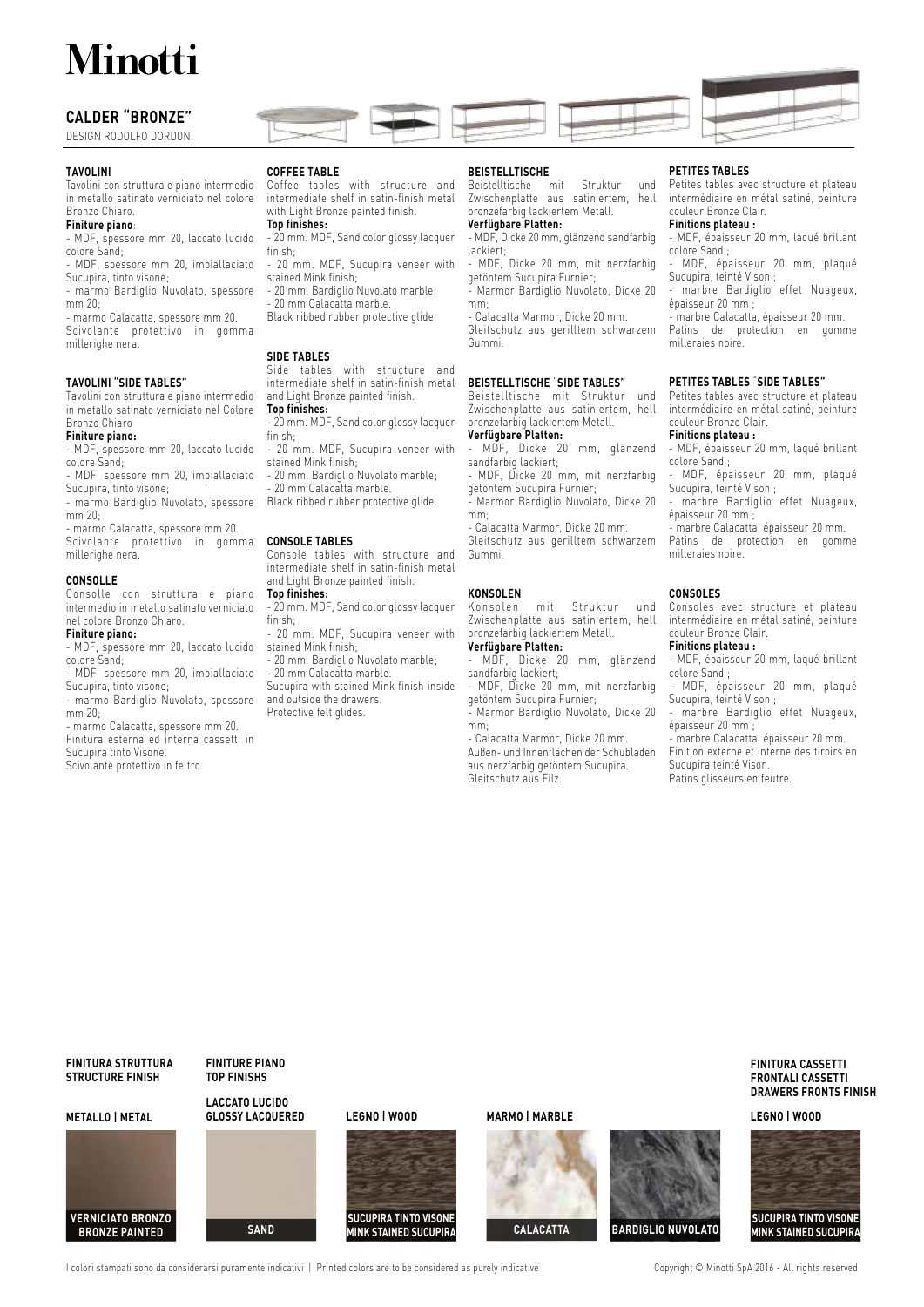# Minotti

## CALDER "BRONZE"

DESIGN RODOLFO DORDONI

### TAVOLINI

Tavolini con struttura e piano intermedio in metallo satinato verniciato nel colore Bronzo Chiaro.

**Finiture piano**:

- MDF, spessore mm 20, laccato lucido colore Sand;
- MDF, spessore mm 20, impiallacciato Sucupira, tinto visone;
- marmo Bardiglio Nuvolato, spessore mm 20;
- marmo Calacatta, spessore mm 20.

Scivolante protettivo in gomma millerighe nera.

### TAVOLINI "SIDE TABLES"

Tavolini con struttura e piano intermedio in metallo satinato verniciato nel Colore Bronzo Chiaro

**Finiture piano:**

- MDF, spessore mm 20, laccato lucido colore Sand;
- MDF, spessore mm 20, impiallacciato Sucupira, tinto visone;
- marmo Bardiglio Nuvolato, spessore mm 20;
- marmo Calacatta, spessore mm 20.

Scivolante protettivo in gomma millerighe nera.

### CONSOLLE

Consolle con struttura e piano intermedio in metallo satinato verniciato nel colore Bronzo Chiaro.

**Finiture piano:**

- MDF, spessore mm 20, laccato lucido colore Sand;
- MDF, spessore mm 20, impiallacciato Sucupira, tinto visone;
- marmo Bardiglio Nuvolato, spessore mm 20;
- marmo Calacatta, spessore mm 20.

Finitura esterna ed interna cassetti in Sucupira tinto Visone.
Scivolante protettivo in feltro.

### COFFEE TABLE

Coffee tables with structure and intermediate shelf in satin-finish metal with Light Bronze painted finish.

**Top finishes:**

- 20 mm. MDF, Sand color glossy lacquer finish;
- 20 mm. MDF, Sucupira veneer with stained Mink finish;
- 20 mm. Bardiglio Nuvolato marble;
- 20 mm Calacatta marble.

Black ribbed rubber protective glide.

### SIDE TABLES

Side tables with structure and intermediate shelf in satin-finish metal and Light Bronze painted finish.

**Top finishes:**

- 20 mm. MDF, Sand color glossy lacquer finish;
- 20 mm. MDF, Sucupira veneer with stained Mink finish;
- 20 mm. Bardiglio Nuvolato marble;
- 20 mm Calacatta marble.

Black ribbed rubber protective glide.

### CONSOLE TABLES

Console tables with structure and intermediate shelf in satin-finish metal and Light Bronze painted finish.

**Top finishes:**

- 20 mm. MDF, Sand color glossy lacquer finish;
- 20 mm. MDF, Sucupira veneer with stained Mink finish;
- 20 mm. Bardiglio Nuvolato marble;
- 20 mm Calacatta marble.

Sucupira with stained Mink finish inside and outside the drawers.
Protective felt glides.

### BEISTELLTISCHE

Beistelltische mit Struktur und Zwischenplatte aus satiniertem, hell bronzefarbig lackiertem Metall.

**Verfügbare Platten:**

- MDF, Dicke 20 mm, glänzend sandfarbig lackiert;
- MDF, Dicke 20 mm, mit nerzfarbig getöntem Sucupira Furnier;
- Marmor Bardiglio Nuvolato, Dicke 20 mm;
- Calacatta Marmor, Dicke 20 mm.

Gleitschutz aus gerilltem schwarzem Gummi.

### BEISTELLTISCHE "SIDE TABLES"

Beistelltische mit Struktur und Zwischenplatte aus satiniertem, hell bronzefarbig lackiertem Metall.

**Verfügbare Platten:**

- MDF, Dicke 20 mm, glänzend sandfarbig lackiert;
- MDF, Dicke 20 mm, mit nerzfarbig getöntem Sucupira Furnier;
- Marmor Bardiglio Nuvolato, Dicke 20 mm;
- Calacatta Marmor, Dicke 20 mm.

Gleitschutz aus gerilltem schwarzem Gummi.

### KONSOLEN

Konsolen mit Struktur und Zwischenplatte aus satiniertem, hell bronzefarbig lackiertem Metall.

**Verfügbare Platten:**

- MDF, Dicke 20 mm, glänzend sandfarbig lackiert;
- MDF, Dicke 20 mm, mit nerzfarbig getöntem Sucupira Furnier;
- Marmor Bardiglio Nuvolato, Dicke 20 mm;
- Calacatta Marmor, Dicke 20 mm.

Außen- und Innenflächen der Schubladen aus nerzfarbig getöntem Sucupira.
Gleitschutz aus Filz.

### PETITES TABLES

Petites tables avec structure et plateau intermédiaire en métal satiné, peinture couleur Bronze Clair.

**Finitions plateau :**

- MDF, épaisseur 20 mm, laqué brillant colore Sand ;
- MDF, épaisseur 20 mm, plaqué Sucupira, teinté Vison ;
- marbre Bardiglio effet Nuageux, épaisseur 20 mm ;
- marbre Calacatta, épaisseur 20 mm.

Patins de protection en gomme milleraies noire.

### PETITES TABLES "SIDE TABLES"

Petites tables avec structure et plateau intermédiaire en métal satiné, peinture couleur Bronze Clair.

**Finitions plateau :**

- MDF, épaisseur 20 mm, laqué brillant colore Sand ;
- MDF, épaisseur 20 mm, plaqué Sucupira, teinté Vison ;
- marbre Bardiglio effet Nuageux, épaisseur 20 mm ;
- marbre Calacatta, épaisseur 20 mm.

Patins de protection en gomme milleraies noire.

### CONSOLES

Consoles avec structure et plateau intermédiaire en métal satiné, peinture couleur Bronze Clair.

**Finitions plateau :**

- MDF, épaisseur 20 mm, laqué brillant colore Sand ;
- MDF, épaisseur 20 mm, plaqué Sucupira, teinté Vison ;
- marbre Bardiglio effet Nuageux, épaisseur 20 mm ;
- marbre Calacatta, épaisseur 20 mm.

Finition externe et interne des tiroirs en Sucupira teinté Vison.
Patins glisseurs en feutre.

---

**FINITURA STRUTTURA / STRUCTURE FINISH**

METALLO | METAL
- VERNICIATO BRONZO / BRONZE PAINTED

**FINITURE PIANO / TOP FINISHS**

LACCATO LUCIDO / GLOSSY LACQUERED
- SAND

LEGNO | WOOD
- SUCUPIRA TINTO VISONE / MINK STAINED SUCUPIRA

MARMO | MARBLE
- CALACATTA
- BARDIGLIO NUVOLATO

**FINITURA CASSETTI / FRONTALI CASSETTI / DRAWERS FRONTS FINISH**

LEGNO | WOOD
- SUCUPIRA TINTO VISONE / MINK STAINED SUCUPIRA

I colori stampati sono da considerarsi puramente indicativi | Printed colors are to be considered as purely indicative

Copyright © Minotti SpA 2016 - All rights reserved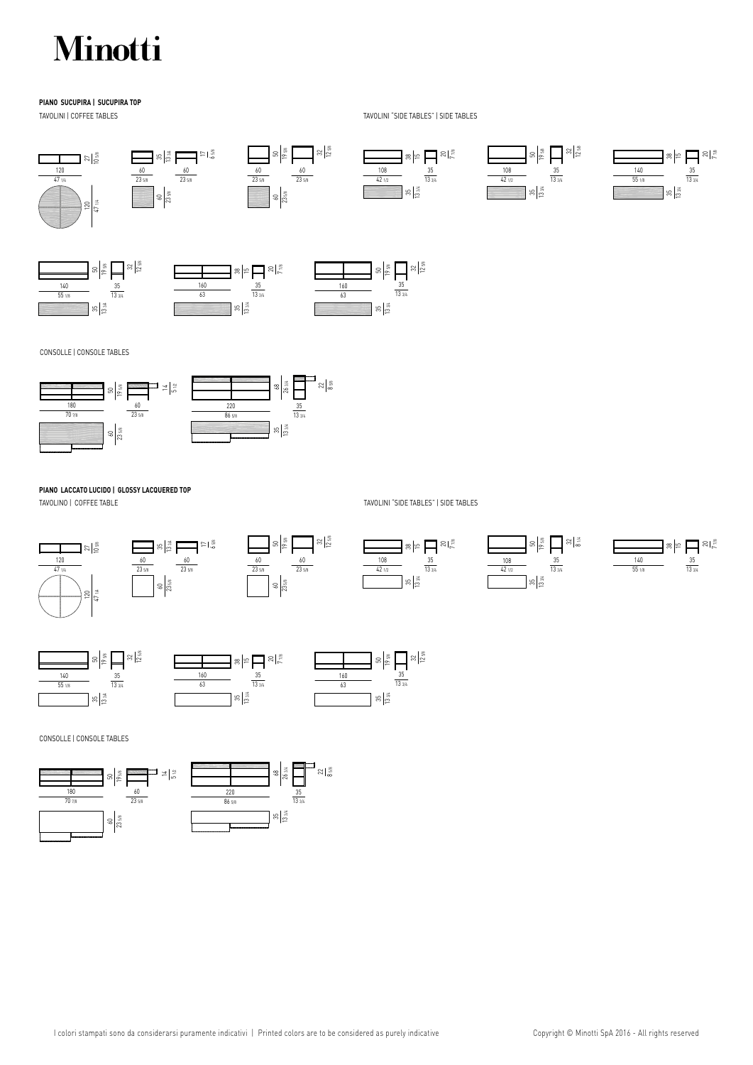# Minotti

**PIANO SUCUPIRA | SUCUPIRA TOP**

TAVOLINI | COFFEE TABLES

120 / 47 1/4 — 27 / 10 5/8 — 120 / 47 1/4

60 / 23 5/8 — 35 / 13 3/4 — 60 / 23 5/8 — 17 / 6 5/8 — 60 / 23 5/8

60 / 23 5/8 — 50 / 19 5/8 — 60 / 23 5/8 — 32 / 12 5/8 — 60 / 23 5/8

TAVOLINI "SIDE TABLES" | SIDE TABLES

108 / 42 1/2 — 38 / 15 — 35 / 13 3/4 — 20 / 7 7/8 — 35 / 13 3/4

108 / 42 1/2 — 50 / 19 5/8 — 35 / 13 3/4 — 32 / 12 5/8 — 35 / 13 3/4

140 / 55 1/8 — 38 / 15 — 35 / 13 3/4 — 20 / 7 7/8 — 35 / 13 3/4

140 / 55 1/8 — 50 / 19 5/8 — 35 / 13 3/4 — 32 / 12 5/8 — 35 / 13 3/4

160 / 63 — 38 / 15 — 35 / 13 3/4 — 20 / 7 7/8 — 35 / 13 3/4

160 / 63 — 50 / 19 5/8 — 35 / 13 3/4 — 32 / 12 5/8 — 35 / 13 3/4

CONSOLLE | CONSOLE TABLES

180 / 70 7/8 — 50 / 19 5/8 — 60 / 23 5/8 — 14 / 5 1/2 — 60 / 23 5/8

220 / 86 5/8 — 68 / 26 3/4 — 35 / 13 3/4 — 22 / 8 5/8 — 35 / 13 3/4

**PIANO LACCATO LUCIDO | GLOSSY LACQUERED TOP**

TAVOLINO | COFFEE TABLE

120 / 47 1/4 — 27 / 10 5/8 — 120 / 47 1/4

60 / 23 5/8 — 35 / 13 3/4 — 60 / 23 5/8 — 17 / 6 5/8 — 60 / 23 5/8

60 / 23 5/8 — 50 / 19 5/8 — 60 / 23 5/8 — 32 / 12 5/8 — 60 / 23 5/8

TAVOLINI "SIDE TABLES" | SIDE TABLES

108 / 42 1/2 — 38 / 15 — 35 / 13 3/4 — 20 / 7 7/8 — 35 / 13 3/4

108 / 42 1/2 — 50 / 19 5/8 — 35 / 13 3/4 — 32 / 8 1/4 — 35 / 13 3/4

140 / 55 1/8 — 38 / 15 — 35 / 13 3/4 — 20 / 7 7/8

140 / 55 1/8 — 50 / 19 5/8 — 35 / 13 3/4 — 32 / 12 5/8 — 35 / 13 3/4

160 / 63 — 38 / 15 — 35 / 13 3/4 — 20 / 7 7/8 — 35 / 13 3/4

160 / 63 — 50 / 19 5/8 — 35 / 13 3/4 — 32 / 12 5/8 — 35 / 13 3/4

CONSOLLE | CONSOLE TABLES

180 / 70 7/8 — 50 / 19 5/8 — 60 / 23 5/8 — 14 / 5 1/2 — 60 / 23 5/8

220 / 86 5/8 — 68 / 26 3/4 — 35 / 13 3/4 — 22 / 8 5/8 — 35 / 13 3/4

I colori stampati sono da considerarsi puramente indicativi | Printed colors are to be considered as purely indicative

Copyright © Minotti SpA 2016 - All rights reserved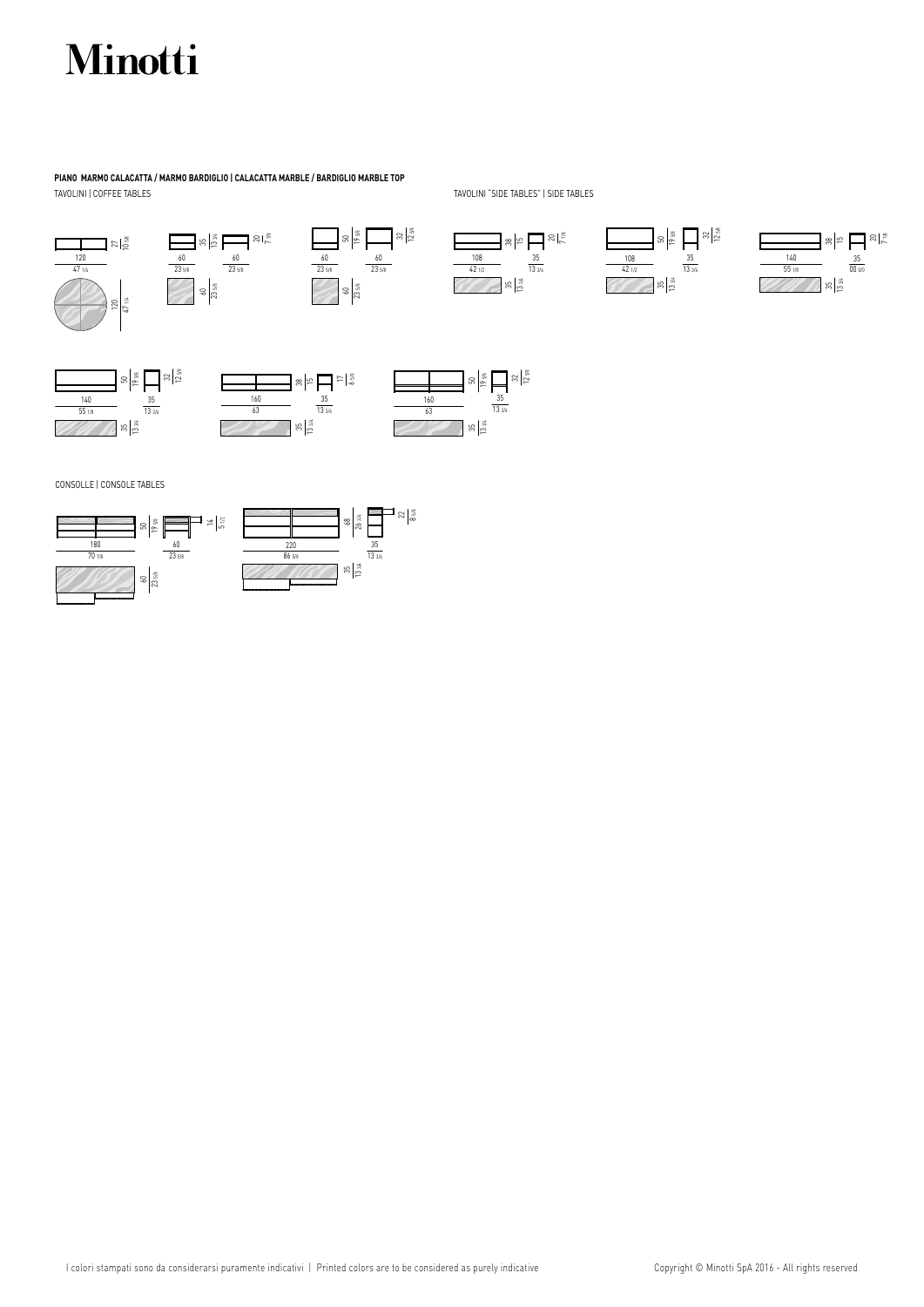# Minotti

**PIANO MARMO CALACATTA / MARMO BARDIGLIO | CALACATTA MARBLE / BARDIGLIO MARBLE TOP**

TAVOLINI | COFFEE TABLES

120
47 1/4
27
10 5/8
120
47 1/4

60
23 5/8
35
13 3/4
60
23 5/8
20
7 7/8
60
23 5/8

60
23 5/8
50
19 5/8
60
23 5/8
32
12 5/8
60
23 5/8

TAVOLINI "SIDE TABLES" | SIDE TABLES

108
42 1/2
38
15
35
13 3/4
20
7 7/8
35
13 3/4

108
42 1/2
50
19 5/8
35
13 3/4
32
12 5/8
35
13 3/4

140
55 1/8
38
15
35
00 0/0
20
7 7/8
35
13 3/4

140
55 1/8
50
19 5/8
35
13 3/4
32
12 5/8
35
13 3/4

160
63
38
15
35
13 3/4
17
6 5/8
35
13 3/4

160
63
50
19 5/8
35
13 3/4
32
12 5/8
35
13 3/4

CONSOLLE | CONSOLE TABLES

180
70 7/8
50
19 5/8
60
23 5/8
14
5 1/2
60
23 5/8

220
86 5/8
68
26 3/4
35
13 3/4
22
8 5/8
35
13 3/4

I colori stampati sono da considerarsi puramente indicativi | Printed colors are to be considered as purely indicative

Copyright © Minotti SpA 2016 - All rights reserved